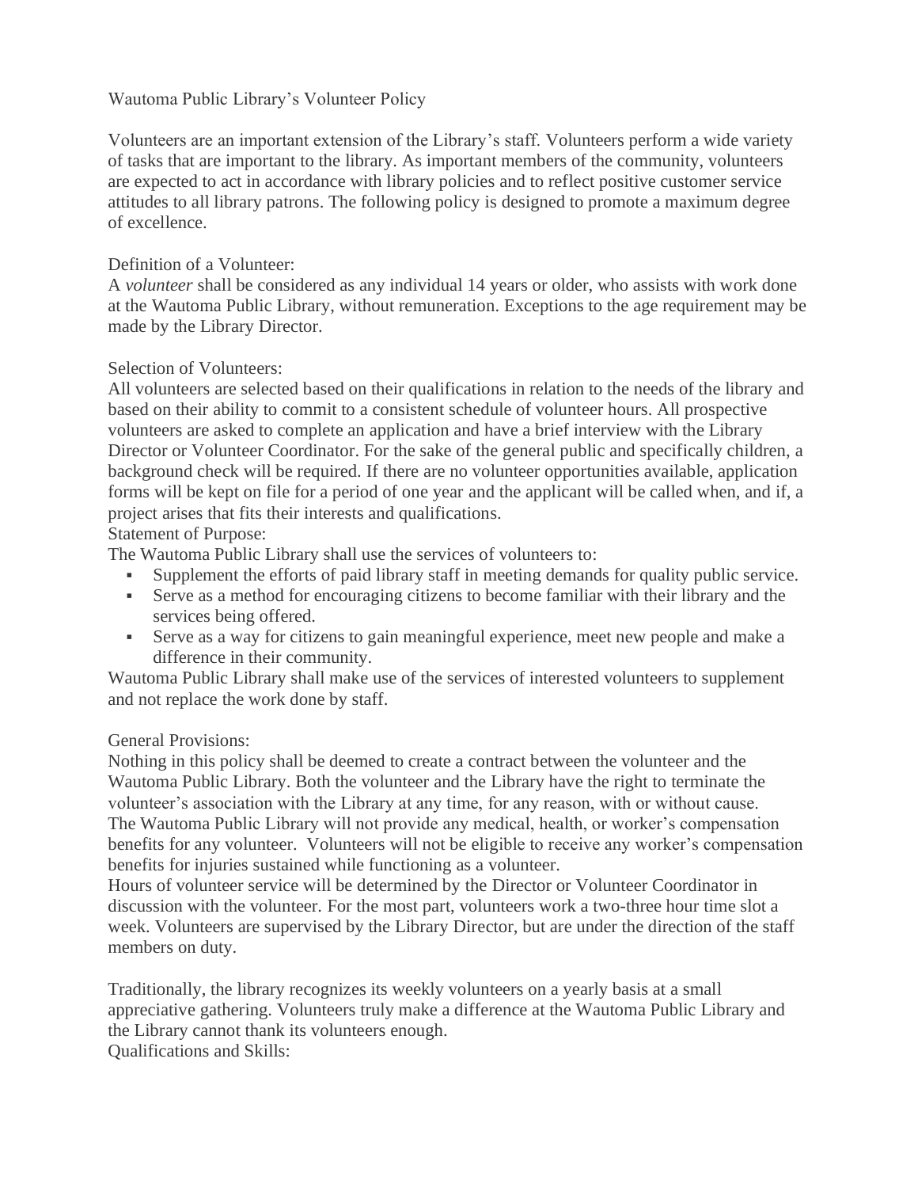# Wautoma Public Library's Volunteer Policy

Volunteers are an important extension of the Library's staff. Volunteers perform a wide variety of tasks that are important to the library. As important members of the community, volunteers are expected to act in accordance with library policies and to reflect positive customer service attitudes to all library patrons. The following policy is designed to promote a maximum degree of excellence.

## Definition of a Volunteer:

A *volunteer* shall be considered as any individual 14 years or older, who assists with work done at the Wautoma Public Library, without remuneration. Exceptions to the age requirement may be made by the Library Director.

## Selection of Volunteers:

All volunteers are selected based on their qualifications in relation to the needs of the library and based on their ability to commit to a consistent schedule of volunteer hours. All prospective volunteers are asked to complete an application and have a brief interview with the Library Director or Volunteer Coordinator. For the sake of the general public and specifically children, a background check will be required. If there are no volunteer opportunities available, application forms will be kept on file for a period of one year and the applicant will be called when, and if, a project arises that fits their interests and qualifications.

## Statement of Purpose:

The Wautoma Public Library shall use the services of volunteers to:

- Supplement the efforts of paid library staff in meeting demands for quality public service.
- Serve as a method for encouraging citizens to become familiar with their library and the services being offered.
- Serve as a way for citizens to gain meaningful experience, meet new people and make a difference in their community.

Wautoma Public Library shall make use of the services of interested volunteers to supplement and not replace the work done by staff.

## General Provisions:

Nothing in this policy shall be deemed to create a contract between the volunteer and the Wautoma Public Library. Both the volunteer and the Library have the right to terminate the volunteer's association with the Library at any time, for any reason, with or without cause. The Wautoma Public Library will not provide any medical, health, or worker's compensation benefits for any volunteer. Volunteers will not be eligible to receive any worker's compensation benefits for injuries sustained while functioning as a volunteer.

Hours of volunteer service will be determined by the Director or Volunteer Coordinator in discussion with the volunteer. For the most part, volunteers work a two-three hour time slot a week. Volunteers are supervised by the Library Director, but are under the direction of the staff members on duty.

Traditionally, the library recognizes its weekly volunteers on a yearly basis at a small appreciative gathering. Volunteers truly make a difference at the Wautoma Public Library and the Library cannot thank its volunteers enough.

## Qualifications and Skills: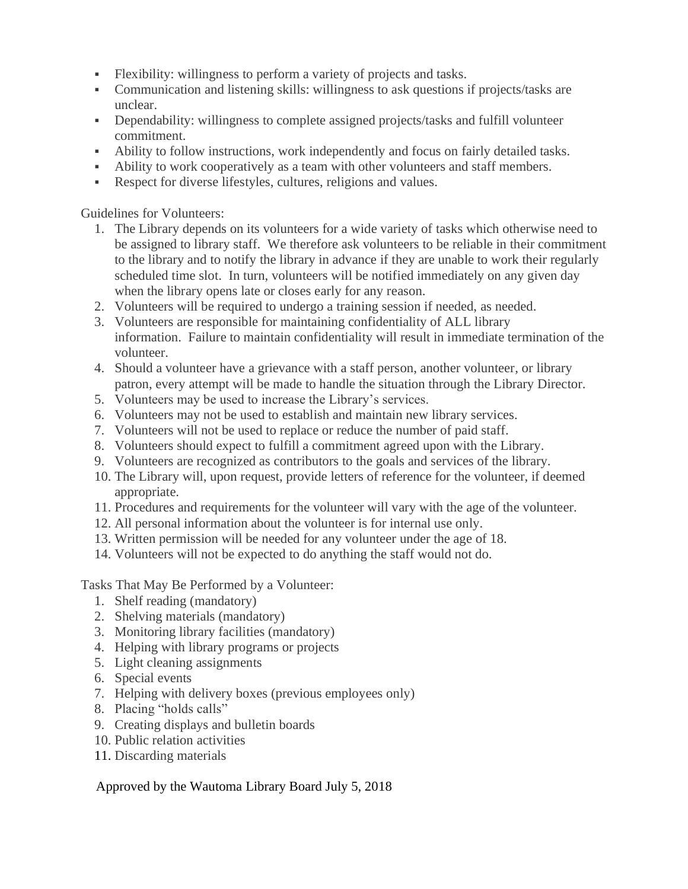- Flexibility: willingness to perform a variety of projects and tasks.
- Communication and listening skills: willingness to ask questions if projects/tasks are unclear.
- Dependability: willingness to complete assigned projects/tasks and fulfill volunteer commitment.
- Ability to follow instructions, work independently and focus on fairly detailed tasks.
- Ability to work cooperatively as a team with other volunteers and staff members.
- Respect for diverse lifestyles, cultures, religions and values.

Guidelines for Volunteers:

1. The Library depends on its volunteers for a wide variety of tasks which otherwise need to be assigned to library staff. We therefore ask volunteers to be reliable in their commitment to the library and to notify the library in advance if they are unable to work their regularly scheduled time slot. In turn, volunteers will be notified immediately on any given day when the library opens late or closes early for any reason.
2. Volunteers will be required to undergo a training session if needed, as needed.
3. Volunteers are responsible for maintaining confidentiality of ALL library information. Failure to maintain confidentiality will result in immediate termination of the volunteer.
4. Should a volunteer have a grievance with a staff person, another volunteer, or library patron, every attempt will be made to handle the situation through the Library Director.
5. Volunteers may be used to increase the Library's services.
6. Volunteers may not be used to establish and maintain new library services.
7. Volunteers will not be used to replace or reduce the number of paid staff.
8. Volunteers should expect to fulfill a commitment agreed upon with the Library.
9. Volunteers are recognized as contributors to the goals and services of the library.
10. The Library will, upon request, provide letters of reference for the volunteer, if deemed appropriate.
11. Procedures and requirements for the volunteer will vary with the age of the volunteer.
12. All personal information about the volunteer is for internal use only.
13. Written permission will be needed for any volunteer under the age of 18.
14. Volunteers will not be expected to do anything the staff would not do.

Tasks That May Be Performed by a Volunteer:

1. Shelf reading (mandatory)
2. Shelving materials (mandatory)
3. Monitoring library facilities (mandatory)
4. Helping with library programs or projects
5. Light cleaning assignments
6. Special events
7. Helping with delivery boxes (previous employees only)
8. Placing "holds calls"
9. Creating displays and bulletin boards
10. Public relation activities
11. Discarding materials

Approved by the Wautoma Library Board July 5, 2018